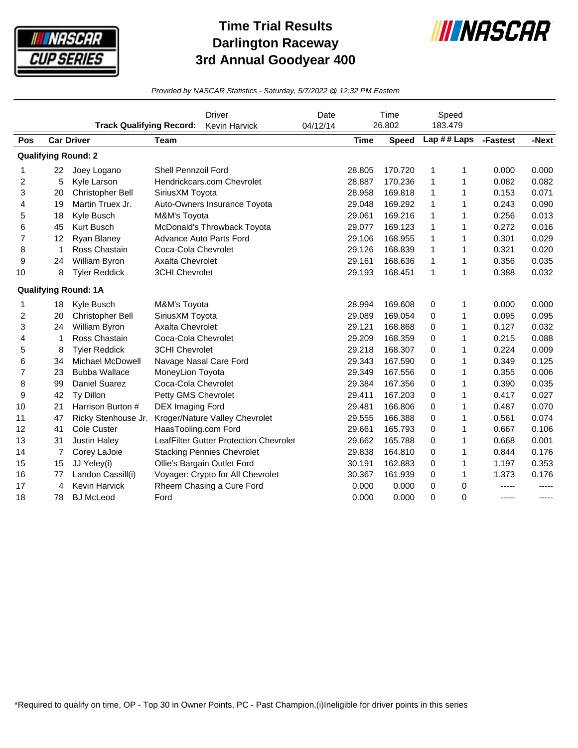# Time Trial Results
# Darlington Raceway
# 3rd Annual Goodyear 400

*Provided by NASCAR Statistics - Saturday, 5/7/2022 @ 12:32 PM Eastern*

| | Driver | Date | Time | Speed |
|---|---|---|---|---|
| **Track Qualifying Record:** | Kevin Harvick | 04/12/14 | 26.802 | 183.479 |

| Pos | Car | Driver | Team | Time | Speed | Lap # | # Laps | -Fastest | -Next |
|---|---|---|---|---|---|---|---|---|---|
| **Qualifying Round: 2** | | | | | | | | | |
| 1 | 22 | Joey Logano | Shell Pennzoil Ford | 28.805 | 170.720 | 1 | 1 | 0.000 | 0.000 |
| 2 | 5 | Kyle Larson | Hendrickcars.com Chevrolet | 28.887 | 170.236 | 1 | 1 | 0.082 | 0.082 |
| 3 | 20 | Christopher Bell | SiriusXM Toyota | 28.958 | 169.818 | 1 | 1 | 0.153 | 0.071 |
| 4 | 19 | Martin Truex Jr. | Auto-Owners Insurance Toyota | 29.048 | 169.292 | 1 | 1 | 0.243 | 0.090 |
| 5 | 18 | Kyle Busch | M&M's Toyota | 29.061 | 169.216 | 1 | 1 | 0.256 | 0.013 |
| 6 | 45 | Kurt Busch | McDonald's Throwback Toyota | 29.077 | 169.123 | 1 | 1 | 0.272 | 0.016 |
| 7 | 12 | Ryan Blaney | Advance Auto Parts Ford | 29.106 | 168.955 | 1 | 1 | 0.301 | 0.029 |
| 8 | 1 | Ross Chastain | Coca-Cola Chevrolet | 29.126 | 168.839 | 1 | 1 | 0.321 | 0.020 |
| 9 | 24 | William Byron | Axalta Chevrolet | 29.161 | 168.636 | 1 | 1 | 0.356 | 0.035 |
| 10 | 8 | Tyler Reddick | 3CHI Chevrolet | 29.193 | 168.451 | 1 | 1 | 0.388 | 0.032 |
| **Qualifying Round: 1A** | | | | | | | | | |
| 1 | 18 | Kyle Busch | M&M's Toyota | 28.994 | 169.608 | 0 | 1 | 0.000 | 0.000 |
| 2 | 20 | Christopher Bell | SiriusXM Toyota | 29.089 | 169.054 | 0 | 1 | 0.095 | 0.095 |
| 3 | 24 | William Byron | Axalta Chevrolet | 29.121 | 168.868 | 0 | 1 | 0.127 | 0.032 |
| 4 | 1 | Ross Chastain | Coca-Cola Chevrolet | 29.209 | 168.359 | 0 | 1 | 0.215 | 0.088 |
| 5 | 8 | Tyler Reddick | 3CHI Chevrolet | 29.218 | 168.307 | 0 | 1 | 0.224 | 0.009 |
| 6 | 34 | Michael McDowell | Navage Nasal Care Ford | 29.343 | 167.590 | 0 | 1 | 0.349 | 0.125 |
| 7 | 23 | Bubba Wallace | MoneyLion Toyota | 29.349 | 167.556 | 0 | 1 | 0.355 | 0.006 |
| 8 | 99 | Daniel Suarez | Coca-Cola Chevrolet | 29.384 | 167.356 | 0 | 1 | 0.390 | 0.035 |
| 9 | 42 | Ty Dillon | Petty GMS Chevrolet | 29.411 | 167.203 | 0 | 1 | 0.417 | 0.027 |
| 10 | 21 | Harrison Burton # | DEX Imaging Ford | 29.481 | 166.806 | 0 | 1 | 0.487 | 0.070 |
| 11 | 47 | Ricky Stenhouse Jr. | Kroger/Nature Valley Chevrolet | 29.555 | 166.388 | 0 | 1 | 0.561 | 0.074 |
| 12 | 41 | Cole Custer | HaasTooling.com Ford | 29.661 | 165.793 | 0 | 1 | 0.667 | 0.106 |
| 13 | 31 | Justin Haley | LeafFilter Gutter Protection Chevrolet | 29.662 | 165.788 | 0 | 1 | 0.668 | 0.001 |
| 14 | 7 | Corey LaJoie | Stacking Pennies Chevrolet | 29.838 | 164.810 | 0 | 1 | 0.844 | 0.176 |
| 15 | 15 | JJ Yeley(i) | Ollie's Bargain Outlet Ford | 30.191 | 162.883 | 0 | 1 | 1.197 | 0.353 |
| 16 | 77 | Landon Cassill(i) | Voyager: Crypto for All Chevrolet | 30.367 | 161.939 | 0 | 1 | 1.373 | 0.176 |
| 17 | 4 | Kevin Harvick | Rheem Chasing a Cure Ford | 0.000 | 0.000 | 0 | 0 | ----- | ----- |
| 18 | 78 | BJ McLeod | Ford | 0.000 | 0.000 | 0 | 0 | ----- | ----- |

*Required to qualify on time, OP - Top 30 in Owner Points, PC - Past Champion,(i)Ineligible for driver points in this series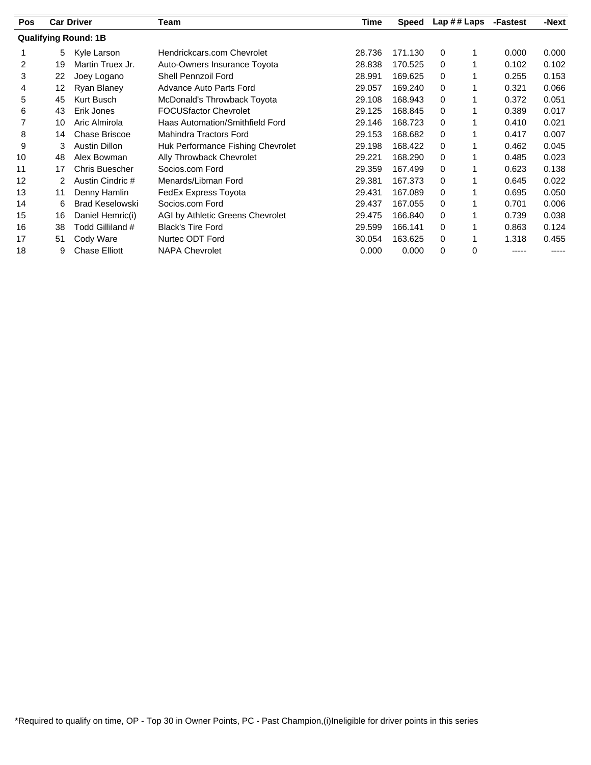| Pos | Car | Driver | Team | Time | Speed | Lap # | # Laps | -Fastest | -Next |
|---|---|---|---|---|---|---|---|---|---|
| **Qualifying Round: 1B** | | | | | | | | | |
| 1 | 5 | Kyle Larson | Hendrickcars.com Chevrolet | 28.736 | 171.130 | 0 | 1 | 0.000 | 0.000 |
| 2 | 19 | Martin Truex Jr. | Auto-Owners Insurance Toyota | 28.838 | 170.525 | 0 | 1 | 0.102 | 0.102 |
| 3 | 22 | Joey Logano | Shell Pennzoil Ford | 28.991 | 169.625 | 0 | 1 | 0.255 | 0.153 |
| 4 | 12 | Ryan Blaney | Advance Auto Parts Ford | 29.057 | 169.240 | 0 | 1 | 0.321 | 0.066 |
| 5 | 45 | Kurt Busch | McDonald's Throwback Toyota | 29.108 | 168.943 | 0 | 1 | 0.372 | 0.051 |
| 6 | 43 | Erik Jones | FOCUSfactor Chevrolet | 29.125 | 168.845 | 0 | 1 | 0.389 | 0.017 |
| 7 | 10 | Aric Almirola | Haas Automation/Smithfield Ford | 29.146 | 168.723 | 0 | 1 | 0.410 | 0.021 |
| 8 | 14 | Chase Briscoe | Mahindra Tractors Ford | 29.153 | 168.682 | 0 | 1 | 0.417 | 0.007 |
| 9 | 3 | Austin Dillon | Huk Performance Fishing Chevrolet | 29.198 | 168.422 | 0 | 1 | 0.462 | 0.045 |
| 10 | 48 | Alex Bowman | Ally Throwback Chevrolet | 29.221 | 168.290 | 0 | 1 | 0.485 | 0.023 |
| 11 | 17 | Chris Buescher | Socios.com Ford | 29.359 | 167.499 | 0 | 1 | 0.623 | 0.138 |
| 12 | 2 | Austin Cindric # | Menards/Libman Ford | 29.381 | 167.373 | 0 | 1 | 0.645 | 0.022 |
| 13 | 11 | Denny Hamlin | FedEx Express Toyota | 29.431 | 167.089 | 0 | 1 | 0.695 | 0.050 |
| 14 | 6 | Brad Keselowski | Socios.com Ford | 29.437 | 167.055 | 0 | 1 | 0.701 | 0.006 |
| 15 | 16 | Daniel Hemric(i) | AGI by Athletic Greens Chevrolet | 29.475 | 166.840 | 0 | 1 | 0.739 | 0.038 |
| 16 | 38 | Todd Gilliland # | Black's Tire Ford | 29.599 | 166.141 | 0 | 1 | 0.863 | 0.124 |
| 17 | 51 | Cody Ware | Nurtec ODT Ford | 30.054 | 163.625 | 0 | 1 | 1.318 | 0.455 |
| 18 | 9 | Chase Elliott | NAPA Chevrolet | 0.000 | 0.000 | 0 | 0 | ----- | ----- |

*Required to qualify on time, OP - Top 30 in Owner Points, PC - Past Champion,(i)Ineligible for driver points in this series